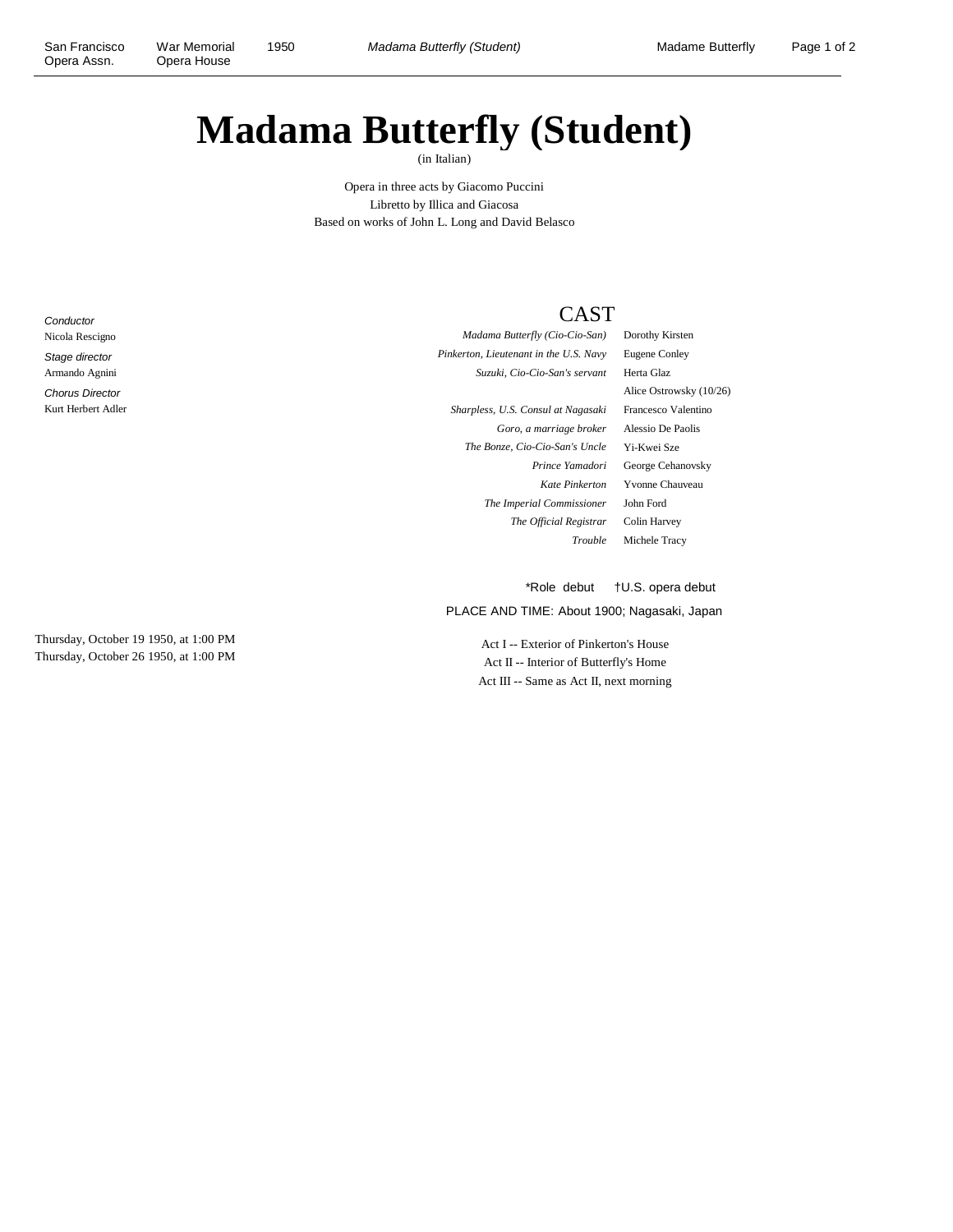# Madama Butterfly (Student)

(in Italian)

Opera in three acts by Giacomo Puccini
Libretto by Illica and Giacosa
Based on works of John L. Long and David Belasco

*Conductor*
Nicola Rescigno

*Stage director*
Armando Agnini

*Chorus Director*
Kurt Herbert Adler

## CAST

| | |
|---|---|
| *Madama Butterfly (Cio-Cio-San)* | Dorothy Kirsten |
| *Pinkerton, Lieutenant in the U.S. Navy* | Eugene Conley |
| *Suzuki, Cio-Cio-San's servant* | Herta Glaz |
| | Alice Ostrowsky (10/26) |
| *Sharpless, U.S. Consul at Nagasaki* | Francesco Valentino |
| *Goro, a marriage broker* | Alessio De Paolis |
| *The Bonze, Cio-Cio-San's Uncle* | Yi-Kwei Sze |
| *Prince Yamadori* | George Cehanovsky |
| *Kate Pinkerton* | Yvonne Chauveau |
| *The Imperial Commissioner* | John Ford |
| *The Official Registrar* | Colin Harvey |
| *Trouble* | Michele Tracy |

*Role debut †U.S. opera debut

PLACE AND TIME: About 1900; Nagasaki, Japan

Thursday, October 19 1950, at 1:00 PM
Thursday, October 26 1950, at 1:00 PM

Act I -- Exterior of Pinkerton's House
Act II -- Interior of Butterfly's Home
Act III -- Same as Act II, next morning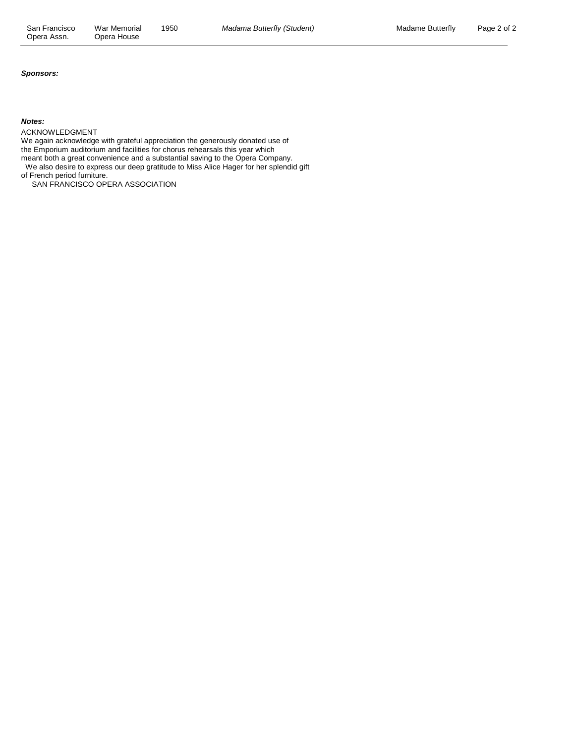***Sponsors:***

***Notes:***

ACKNOWLEDGMENT

We again acknowledge with grateful appreciation the generously donated use of the Emporium auditorium and facilities for chorus rehearsals this year which meant both a great convenience and a substantial saving to the Opera Company.

We also desire to express our deep gratitude to Miss Alice Hager for her splendid gift of French period furniture.

SAN FRANCISCO OPERA ASSOCIATION